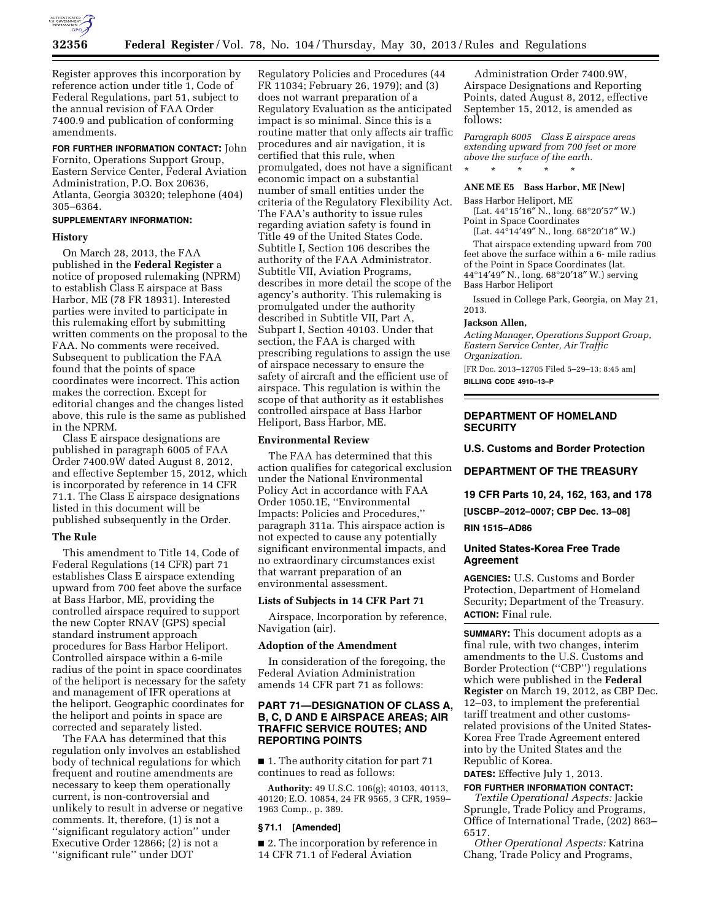Register approves this incorporation by reference action under title 1, Code of Federal Regulations, part 51, subject to the annual revision of FAA Order 7400.9 and publication of conforming amendments.

**FOR FURTHER INFORMATION CONTACT:** John Fornito, Operations Support Group, Eastern Service Center, Federal Aviation Administration, P.O. Box 20636, Atlanta, Georgia 30320; telephone (404) 305–6364.

**SUPPLEMENTARY INFORMATION:**

### History

On March 28, 2013, the FAA published in the **Federal Register** a notice of proposed rulemaking (NPRM) to establish Class E airspace at Bass Harbor, ME (78 FR 18931). Interested parties were invited to participate in this rulemaking effort by submitting written comments on the proposal to the FAA. No comments were received. Subsequent to publication the FAA found that the points of space coordinates were incorrect. This action makes the correction. Except for editorial changes and the changes listed above, this rule is the same as published in the NPRM.

Class E airspace designations are published in paragraph 6005 of FAA Order 7400.9W dated August 8, 2012, and effective September 15, 2012, which is incorporated by reference in 14 CFR 71.1. The Class E airspace designations listed in this document will be published subsequently in the Order.

### The Rule

This amendment to Title 14, Code of Federal Regulations (14 CFR) part 71 establishes Class E airspace extending upward from 700 feet above the surface at Bass Harbor, ME, providing the controlled airspace required to support the new Copter RNAV (GPS) special standard instrument approach procedures for Bass Harbor Heliport. Controlled airspace within a 6-mile radius of the point in space coordinates of the heliport is necessary for the safety and management of IFR operations at the heliport. Geographic coordinates for the heliport and points in space are corrected and separately listed.

The FAA has determined that this regulation only involves an established body of technical regulations for which frequent and routine amendments are necessary to keep them operationally current, is non-controversial and unlikely to result in adverse or negative comments. It, therefore, (1) is not a ''significant regulatory action'' under Executive Order 12866; (2) is not a ''significant rule'' under DOT Regulatory Policies and Procedures (44 FR 11034; February 26, 1979); and (3) does not warrant preparation of a Regulatory Evaluation as the anticipated impact is so minimal. Since this is a routine matter that only affects air traffic procedures and air navigation, it is certified that this rule, when promulgated, does not have a significant economic impact on a substantial number of small entities under the criteria of the Regulatory Flexibility Act. The FAA's authority to issue rules regarding aviation safety is found in Title 49 of the United States Code. Subtitle I, Section 106 describes the authority of the FAA Administrator. Subtitle VII, Aviation Programs, describes in more detail the scope of the agency's authority. This rulemaking is promulgated under the authority described in Subtitle VII, Part A, Subpart I, Section 40103. Under that section, the FAA is charged with prescribing regulations to assign the use of airspace necessary to ensure the safety of aircraft and the efficient use of airspace. This regulation is within the scope of that authority as it establishes controlled airspace at Bass Harbor Heliport, Bass Harbor, ME.

### Environmental Review

The FAA has determined that this action qualifies for categorical exclusion under the National Environmental Policy Act in accordance with FAA Order 1050.1E, ''Environmental Impacts: Policies and Procedures,'' paragraph 311a. This airspace action is not expected to cause any potentially significant environmental impacts, and no extraordinary circumstances exist that warrant preparation of an environmental assessment.

### Lists of Subjects in 14 CFR Part 71

Airspace, Incorporation by reference, Navigation (air).

### Adoption of the Amendment

In consideration of the foregoing, the Federal Aviation Administration amends 14 CFR part 71 as follows:

## PART 71—DESIGNATION OF CLASS A, B, C, D AND E AIRSPACE AREAS; AIR TRAFFIC SERVICE ROUTES; AND REPORTING POINTS

■ 1. The authority citation for part 71 continues to read as follows:

**Authority:** 49 U.S.C. 106(g); 40103, 40113, 40120; E.O. 10854, 24 FR 9565, 3 CFR, 1959–1963 Comp., p. 389.

### § 71.1 [Amended]

■ 2. The incorporation by reference in 14 CFR 71.1 of Federal Aviation Administration Order 7400.9W, Airspace Designations and Reporting Points, dated August 8, 2012, effective September 15, 2012, is amended as follows:

*Paragraph 6005 Class E airspace areas extending upward from 700 feet or more above the surface of the earth.*

\* \* \* \* \*

**ANE ME E5 Bass Harbor, ME [New]**

Bass Harbor Heliport, ME
(Lat. 44°15′16″ N., long. 68°20′57″ W.)
Point in Space Coordinates
(Lat. 44°14′49″ N., long. 68°20′18″ W.)

That airspace extending upward from 700 feet above the surface within a 6- mile radius of the Point in Space Coordinates (lat. 44°14′49″ N., long. 68°20′18″ W.) serving Bass Harbor Heliport

Issued in College Park, Georgia, on May 21, 2013.

**Jackson Allen,**

*Acting Manager, Operations Support Group, Eastern Service Center, Air Traffic Organization.*

[FR Doc. 2013–12705 Filed 5–29–13; 8:45 am]

**BILLING CODE 4910–13–P**

---

## DEPARTMENT OF HOMELAND SECURITY

### U.S. Customs and Border Protection

## DEPARTMENT OF THE TREASURY

### 19 CFR Parts 10, 24, 162, 163, and 178

**[USCBP–2012–0007; CBP Dec. 13–08]**

**RIN 1515–AD86**

## United States-Korea Free Trade Agreement

**AGENCIES:** U.S. Customs and Border Protection, Department of Homeland Security; Department of the Treasury.

**ACTION:** Final rule.

**SUMMARY:** This document adopts as a final rule, with two changes, interim amendments to the U.S. Customs and Border Protection (''CBP'') regulations which were published in the **Federal Register** on March 19, 2012, as CBP Dec. 12–03, to implement the preferential tariff treatment and other customs-related provisions of the United States-Korea Free Trade Agreement entered into by the United States and the Republic of Korea.

**DATES:** Effective July 1, 2013.

**FOR FURTHER INFORMATION CONTACT:**

*Textile Operational Aspects:* Jackie Sprungle, Trade Policy and Programs, Office of International Trade, (202) 863–6517.

*Other Operational Aspects:* Katrina Chang, Trade Policy and Programs,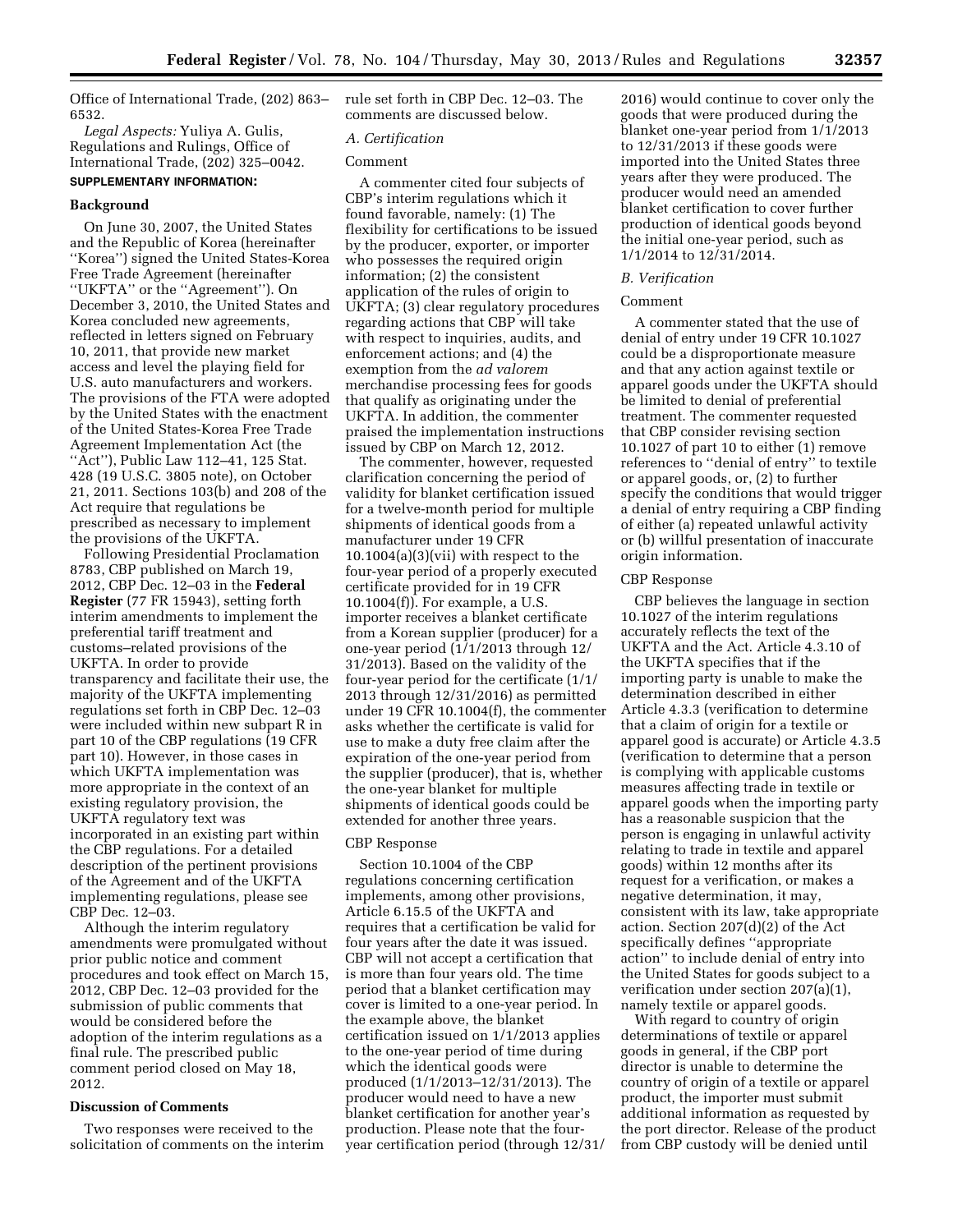Office of International Trade, (202) 863–6532.

*Legal Aspects:* Yuliya A. Gulis, Regulations and Rulings, Office of International Trade, (202) 325–0042.

**SUPPLEMENTARY INFORMATION:**

## Background

On June 30, 2007, the United States and the Republic of Korea (hereinafter ''Korea'') signed the United States-Korea Free Trade Agreement (hereinafter ''UKFTA'' or the ''Agreement''). On December 3, 2010, the United States and Korea concluded new agreements, reflected in letters signed on February 10, 2011, that provide new market access and level the playing field for U.S. auto manufacturers and workers. The provisions of the FTA were adopted by the United States with the enactment of the United States-Korea Free Trade Agreement Implementation Act (the ''Act''), Public Law 112–41, 125 Stat. 428 (19 U.S.C. 3805 note), on October 21, 2011. Sections 103(b) and 208 of the Act require that regulations be prescribed as necessary to implement the provisions of the UKFTA.

Following Presidential Proclamation 8783, CBP published on March 19, 2012, CBP Dec. 12–03 in the **Federal Register** (77 FR 15943), setting forth interim amendments to implement the preferential tariff treatment and customs–related provisions of the UKFTA. In order to provide transparency and facilitate their use, the majority of the UKFTA implementing regulations set forth in CBP Dec. 12–03 were included within new subpart R in part 10 of the CBP regulations (19 CFR part 10). However, in those cases in which UKFTA implementation was more appropriate in the context of an existing regulatory provision, the UKFTA regulatory text was incorporated in an existing part within the CBP regulations. For a detailed description of the pertinent provisions of the Agreement and of the UKFTA implementing regulations, please see CBP Dec. 12–03.

Although the interim regulatory amendments were promulgated without prior public notice and comment procedures and took effect on March 15, 2012, CBP Dec. 12–03 provided for the submission of public comments that would be considered before the adoption of the interim regulations as a final rule. The prescribed public comment period closed on May 18, 2012.

## Discussion of Comments

Two responses were received to the solicitation of comments on the interim rule set forth in CBP Dec. 12–03. The comments are discussed below.

### *A. Certification*

#### Comment

A commenter cited four subjects of CBP's interim regulations which it found favorable, namely: (1) The flexibility for certifications to be issued by the producer, exporter, or importer who possesses the required origin information; (2) the consistent application of the rules of origin to UKFTA; (3) clear regulatory procedures regarding actions that CBP will take with respect to inquiries, audits, and enforcement actions; and (4) the exemption from the *ad valorem* merchandise processing fees for goods that qualify as originating under the UKFTA. In addition, the commenter praised the implementation instructions issued by CBP on March 12, 2012.

The commenter, however, requested clarification concerning the period of validity for blanket certification issued for a twelve-month period for multiple shipments of identical goods from a manufacturer under 19 CFR 10.1004(a)(3)(vii) with respect to the four-year period of a properly executed certificate provided for in 19 CFR 10.1004(f)). For example, a U.S. importer receives a blanket certificate from a Korean supplier (producer) for a one-year period (1/1/2013 through 12/31/2013). Based on the validity of the four-year period for the certificate (1/1/2013 through 12/31/2016) as permitted under 19 CFR 10.1004(f), the commenter asks whether the certificate is valid for use to make a duty free claim after the expiration of the one-year period from the supplier (producer), that is, whether the one-year blanket for multiple shipments of identical goods could be extended for another three years.

#### CBP Response

Section 10.1004 of the CBP regulations concerning certification implements, among other provisions, Article 6.15.5 of the UKFTA and requires that a certification be valid for four years after the date it was issued. CBP will not accept a certification that is more than four years old. The time period that a blanket certification may cover is limited to a one-year period. In the example above, the blanket certification issued on 1/1/2013 applies to the one-year period of time during which the identical goods were produced (1/1/2013–12/31/2013). The producer would need to have a new blanket certification for another year's production. Please note that the four-year certification period (through 12/31/2016) would continue to cover only the goods that were produced during the blanket one-year period from 1/1/2013 to 12/31/2013 if these goods were imported into the United States three years after they were produced. The producer would need an amended blanket certification to cover further production of identical goods beyond the initial one-year period, such as 1/1/2014 to 12/31/2014.

### *B. Verification*

#### Comment

A commenter stated that the use of denial of entry under 19 CFR 10.1027 could be a disproportionate measure and that any action against textile or apparel goods under the UKFTA should be limited to denial of preferential treatment. The commenter requested that CBP consider revising section 10.1027 of part 10 to either (1) remove references to ''denial of entry'' to textile or apparel goods, or, (2) to further specify the conditions that would trigger a denial of entry requiring a CBP finding of either (a) repeated unlawful activity or (b) willful presentation of inaccurate origin information.

#### CBP Response

CBP believes the language in section 10.1027 of the interim regulations accurately reflects the text of the UKFTA and the Act. Article 4.3.10 of the UKFTA specifies that if the importing party is unable to make the determination described in either Article 4.3.3 (verification to determine that a claim of origin for a textile or apparel good is accurate) or Article 4.3.5 (verification to determine that a person is complying with applicable customs measures affecting trade in textile or apparel goods when the importing party has a reasonable suspicion that the person is engaging in unlawful activity relating to trade in textile and apparel goods) within 12 months after its request for a verification, or makes a negative determination, it may, consistent with its law, take appropriate action. Section 207(d)(2) of the Act specifically defines ''appropriate action'' to include denial of entry into the United States for goods subject to a verification under section 207(a)(1), namely textile or apparel goods.

With regard to country of origin determinations of textile or apparel goods in general, if the CBP port director is unable to determine the country of origin of a textile or apparel product, the importer must submit additional information as requested by the port director. Release of the product from CBP custody will be denied until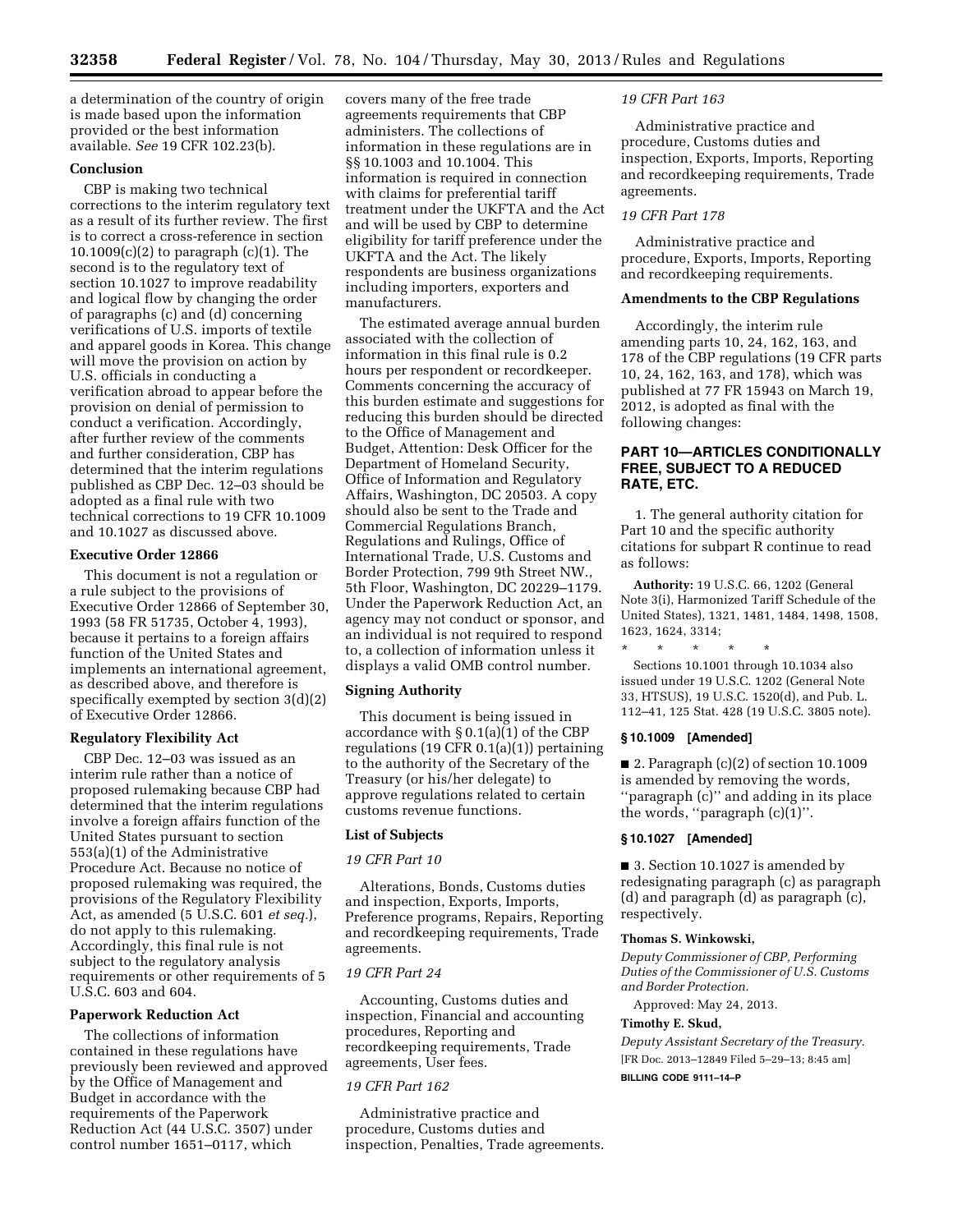a determination of the country of origin is made based upon the information provided or the best information available. *See* 19 CFR 102.23(b).

**Conclusion**

CBP is making two technical corrections to the interim regulatory text as a result of its further review. The first is to correct a cross-reference in section 10.1009(c)(2) to paragraph (c)(1). The second is to the regulatory text of section 10.1027 to improve readability and logical flow by changing the order of paragraphs (c) and (d) concerning verifications of U.S. imports of textile and apparel goods in Korea. This change will move the provision on action by U.S. officials in conducting a verification abroad to appear before the provision on denial of permission to conduct a verification. Accordingly, after further review of the comments and further consideration, CBP has determined that the interim regulations published as CBP Dec. 12–03 should be adopted as a final rule with two technical corrections to 19 CFR 10.1009 and 10.1027 as discussed above.

**Executive Order 12866**

This document is not a regulation or a rule subject to the provisions of Executive Order 12866 of September 30, 1993 (58 FR 51735, October 4, 1993), because it pertains to a foreign affairs function of the United States and implements an international agreement, as described above, and therefore is specifically exempted by section 3(d)(2) of Executive Order 12866.

**Regulatory Flexibility Act**

CBP Dec. 12–03 was issued as an interim rule rather than a notice of proposed rulemaking because CBP had determined that the interim regulations involve a foreign affairs function of the United States pursuant to section 553(a)(1) of the Administrative Procedure Act. Because no notice of proposed rulemaking was required, the provisions of the Regulatory Flexibility Act, as amended (5 U.S.C. 601 *et seq.*), do not apply to this rulemaking. Accordingly, this final rule is not subject to the regulatory analysis requirements or other requirements of 5 U.S.C. 603 and 604.

**Paperwork Reduction Act**

The collections of information contained in these regulations have previously been reviewed and approved by the Office of Management and Budget in accordance with the requirements of the Paperwork Reduction Act (44 U.S.C. 3507) under control number 1651–0117, which covers many of the free trade agreements requirements that CBP administers. The collections of information in these regulations are in §§ 10.1003 and 10.1004. This information is required in connection with claims for preferential tariff treatment under the UKFTA and the Act and will be used by CBP to determine eligibility for tariff preference under the UKFTA and the Act. The likely respondents are business organizations including importers, exporters and manufacturers.

The estimated average annual burden associated with the collection of information in this final rule is 0.2 hours per respondent or recordkeeper. Comments concerning the accuracy of this burden estimate and suggestions for reducing this burden should be directed to the Office of Management and Budget, Attention: Desk Officer for the Department of Homeland Security, Office of Information and Regulatory Affairs, Washington, DC 20503. A copy should also be sent to the Trade and Commercial Regulations Branch, Regulations and Rulings, Office of International Trade, U.S. Customs and Border Protection, 799 9th Street NW., 5th Floor, Washington, DC 20229–1179. Under the Paperwork Reduction Act, an agency may not conduct or sponsor, and an individual is not required to respond to, a collection of information unless it displays a valid OMB control number.

**Signing Authority**

This document is being issued in accordance with § 0.1(a)(1) of the CBP regulations (19 CFR 0.1(a)(1)) pertaining to the authority of the Secretary of the Treasury (or his/her delegate) to approve regulations related to certain customs revenue functions.

**List of Subjects**

*19 CFR Part 10*

Alterations, Bonds, Customs duties and inspection, Exports, Imports, Preference programs, Repairs, Reporting and recordkeeping requirements, Trade agreements.

*19 CFR Part 24*

Accounting, Customs duties and inspection, Financial and accounting procedures, Reporting and recordkeeping requirements, Trade agreements, User fees.

*19 CFR Part 162*

Administrative practice and procedure, Customs duties and inspection, Penalties, Trade agreements.

*19 CFR Part 163*

Administrative practice and procedure, Customs duties and inspection, Exports, Imports, Reporting and recordkeeping requirements, Trade agreements.

*19 CFR Part 178*

Administrative practice and procedure, Exports, Imports, Reporting and recordkeeping requirements.

**Amendments to the CBP Regulations**

Accordingly, the interim rule amending parts 10, 24, 162, 163, and 178 of the CBP regulations (19 CFR parts 10, 24, 162, 163, and 178), which was published at 77 FR 15943 on March 19, 2012, is adopted as final with the following changes:

## PART 10—ARTICLES CONDITIONALLY FREE, SUBJECT TO A REDUCED RATE, ETC.

1. The general authority citation for Part 10 and the specific authority citations for subpart R continue to read as follows:

**Authority:** 19 U.S.C. 66, 1202 (General Note 3(i), Harmonized Tariff Schedule of the United States), 1321, 1481, 1484, 1498, 1508, 1623, 1624, 3314;

\* \* \* \* \*

Sections 10.1001 through 10.1034 also issued under 19 U.S.C. 1202 (General Note 33, HTSUS), 19 U.S.C. 1520(d), and Pub. L. 112–41, 125 Stat. 428 (19 U.S.C. 3805 note).

**§ 10.1009 [Amended]**

■ 2. Paragraph (c)(2) of section 10.1009 is amended by removing the words, "paragraph (c)" and adding in its place the words, "paragraph (c)(1)".

**§ 10.1027 [Amended]**

■ 3. Section 10.1027 is amended by redesignating paragraph (c) as paragraph (d) and paragraph (d) as paragraph (c), respectively.

**Thomas S. Winkowski,**

*Deputy Commissioner of CBP, Performing Duties of the Commissioner of U.S. Customs and Border Protection.*

Approved: May 24, 2013.

**Timothy E. Skud,**

*Deputy Assistant Secretary of the Treasury.*

[FR Doc. 2013–12849 Filed 5–29–13; 8:45 am]

**BILLING CODE 9111–14–P**